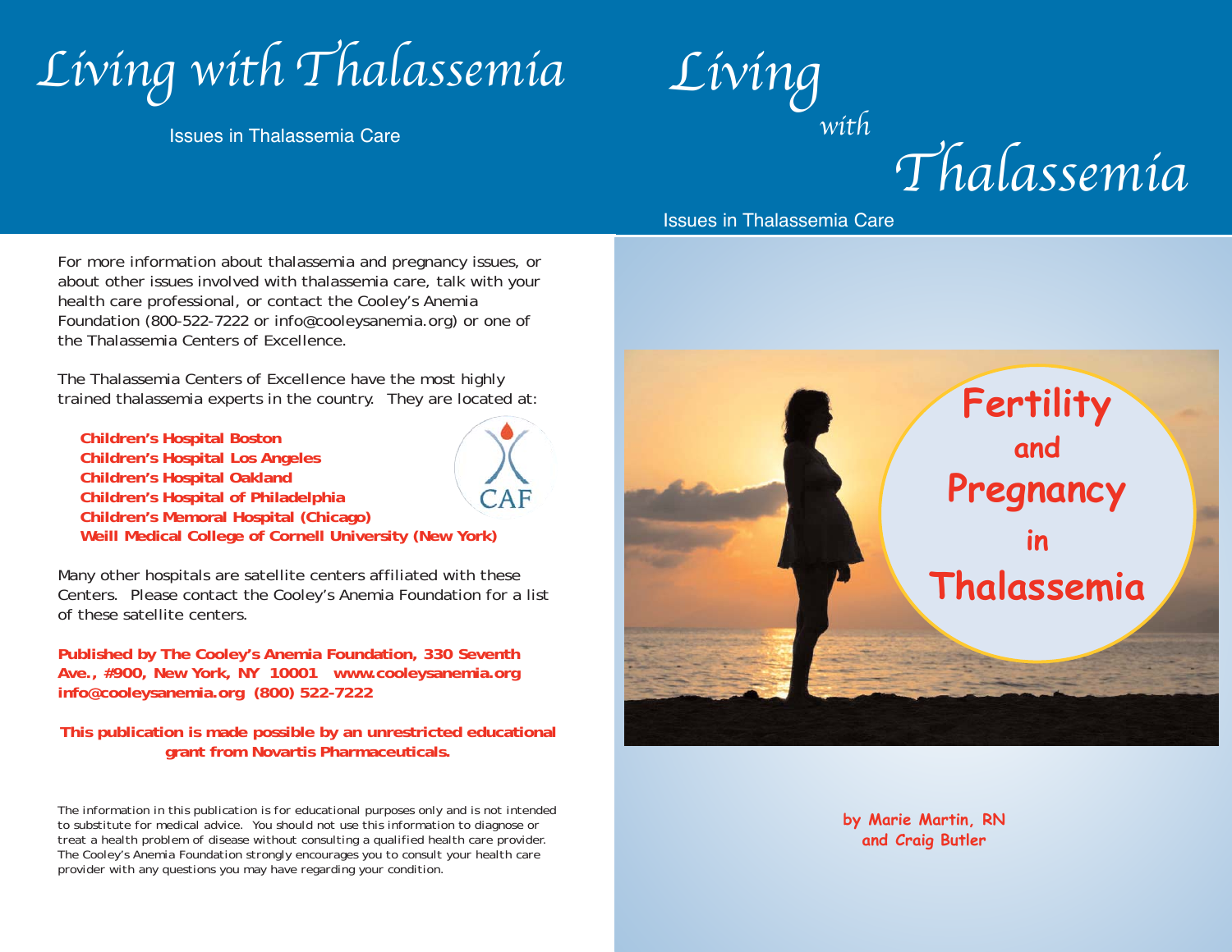# Living with Thalassemia

Issues in Thalassemia Care

For more information about thalassemia and pregnancy issues, or about other issues involved with thalassemia care, talk with your health care professional, or contact the Cooley's Anemia Foundation (800-522-7222 or info@cooleysanemia.org) or one of the Thalassemia Centers of Excellence.

The Thalassemia Centers of Excellence have the most highly trained thalassemia experts in the country. They are located at:

**Children's Hospital Boston**
**Children's Hospital Los Angeles**
**Children's Hospital Oakland**
**Children's Hospital of Philadelphia**
**Children's Memorial Hospital (Chicago)**
**Weill Medical College of Cornell University (New York)**

CAF

Many other hospitals are satellite centers affiliated with these Centers. Please contact the Cooley's Anemia Foundation for a list of these satellite centers.

**Published by The Cooley's Anemia Foundation, 330 Seventh Ave., #900, New York, NY 10001 www.cooleysanemia.org info@cooleysanemia.org (800) 522-7222**

**This publication is made possible by an unrestricted educational grant from Novartis Pharmaceuticals.**

The information in this publication is for educational purposes only and is not intended to substitute for medical advice. You should not use this information to diagnose or treat a health problem of disease without consulting a qualified health care provider. The Cooley's Anemia Foundation strongly encourages you to consult your health care provider with any questions you may have regarding your condition.

# Living *with* Thalassemia

Issues in Thalassemia Care

## Fertility and Pregnancy in Thalassemia

**by Marie Martin, RN and Craig Butler**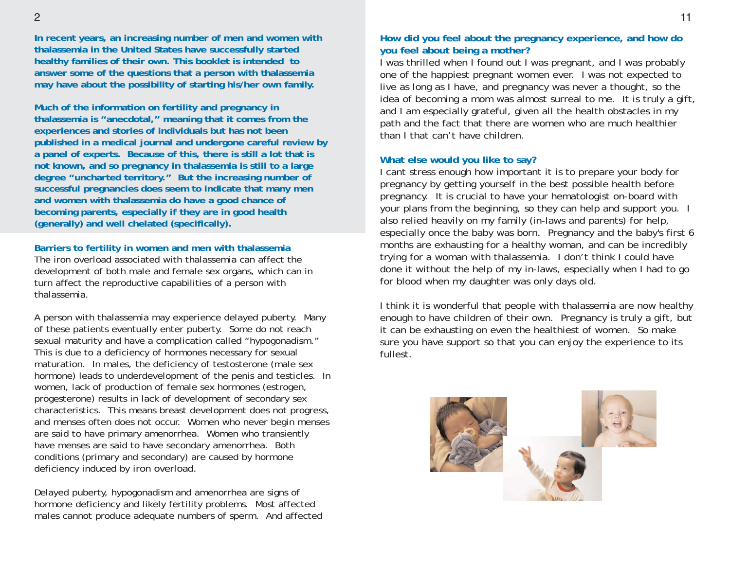**In recent years, an increasing number of men and women with thalassemia in the United States have successfully started healthy families of their own. This booklet is intended to answer some of the questions that a person with thalassemia may have about the possibility of starting his/her own family.**

**Much of the information on fertility and pregnancy in thalassemia is "anecdotal," meaning that it comes from the experiences and stories of individuals but has not been published in a medical journal and undergone careful review by a panel of experts. Because of this, there is still a lot that is not known, and so pregnancy in thalassemia is still to a large degree "uncharted territory." But the increasing number of successful pregnancies does seem to indicate that many men and women with thalassemia do have a good chance of becoming parents, especially if they are in good health (generally) and well chelated (specifically).**

### Barriers to fertility in women and men with thalassemia

The iron overload associated with thalassemia can affect the development of both male and female sex organs, which can in turn affect the reproductive capabilities of a person with thalassemia.

A person with thalassemia may experience delayed puberty. Many of these patients eventually enter puberty. Some do not reach sexual maturity and have a complication called "hypogonadism." This is due to a deficiency of hormones necessary for sexual maturation. In males, the deficiency of testosterone (male sex hormone) leads to underdevelopment of the penis and testicles. In women, lack of production of female sex hormones (estrogen, progesterone) results in lack of development of secondary sex characteristics. This means breast development does not progress, and menses often does not occur. Women who never begin menses are said to have primary amenorrhea. Women who transiently have menses are said to have secondary amenorrhea. Both conditions (primary and secondary) are caused by hormone deficiency induced by iron overload.

Delayed puberty, hypogonadism and amenorrhea are signs of hormone deficiency and likely fertility problems. Most affected males cannot produce adequate numbers of sperm. And affected

### How did you feel about the pregnancy experience, and how do you feel about being a mother?

I was thrilled when I found out I was pregnant, and I was probably one of the happiest pregnant women ever. I was not expected to live as long as I have, and pregnancy was never a thought, so the idea of becoming a mom was almost surreal to me. It is truly a gift, and I am especially grateful, given all the health obstacles in my path and the fact that there are women who are much healthier than I that can't have children.

### What else would you like to say?

I cant stress enough how important it is to prepare your body for pregnancy by getting yourself in the best possible health before pregnancy. It is crucial to have your hematologist on-board with your plans from the beginning, so they can help and support you. I also relied heavily on my family (in-laws and parents) for help, especially once the baby was born. Pregnancy and the baby's first 6 months are exhausting for a healthy woman, and can be incredibly trying for a woman with thalassemia. I don't think I could have done it without the help of my in-laws, especially when I had to go for blood when my daughter was only days old.

I think it is wonderful that people with thalassemia are now healthy enough to have children of their own. Pregnancy is truly a gift, but it can be exhausting on even the healthiest of women. So make sure you have support so that you can enjoy the experience to its fullest.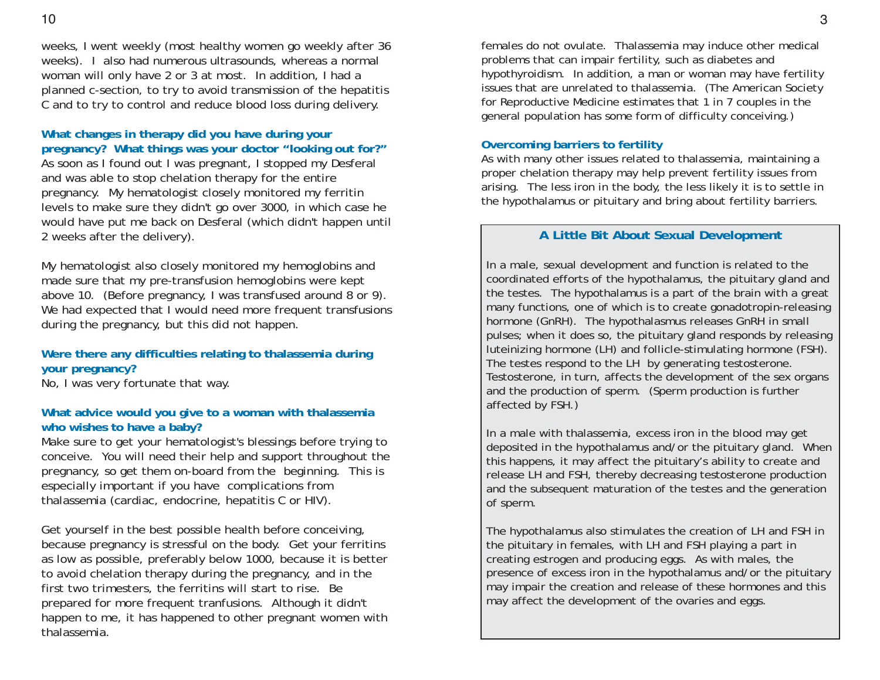weeks, I went weekly (most healthy women go weekly after 36 weeks). I also had numerous ultrasounds, whereas a normal woman will only have 2 or 3 at most. In addition, I had a planned c-section, to try to avoid transmission of the hepatitis C and to try to control and reduce blood loss during delivery.

**What changes in therapy did you have during your pregnancy? What things was your doctor "looking out for?"**

As soon as I found out I was pregnant, I stopped my Desferal and was able to stop chelation therapy for the entire pregnancy. My hematologist closely monitored my ferritin levels to make sure they didn't go over 3000, in which case he would have put me back on Desferal (which didn't happen until 2 weeks after the delivery).

My hematologist also closely monitored my hemoglobins and made sure that my pre-transfusion hemoglobins were kept above 10. (Before pregnancy, I was transfused around 8 or 9). We had expected that I would need more frequent transfusions during the pregnancy, but this did not happen.

**Were there any difficulties relating to thalassemia during your pregnancy?**

No, I was very fortunate that way.

**What advice would you give to a woman with thalassemia who wishes to have a baby?**

Make sure to get your hematologist's blessings before trying to conceive. You will need their help and support throughout the pregnancy, so get them on-board from the beginning. This is especially important if you have complications from thalassemia (cardiac, endocrine, hepatitis C or HIV).

Get yourself in the best possible health before conceiving, because pregnancy is stressful on the body. Get your ferritins as low as possible, preferably below 1000, because it is better to avoid chelation therapy during the pregnancy, and in the first two trimesters, the ferritins will start to rise. Be prepared for more frequent tranfusions. Although it didn't happen to me, it has happened to other pregnant women with thalassemia.

females do not ovulate. Thalassemia may induce other medical problems that can impair fertility, such as diabetes and hypothyroidism. In addition, a man or woman may have fertility issues that are unrelated to thalassemia. (The American Society for Reproductive Medicine estimates that 1 in 7 couples in the general population has some form of difficulty conceiving.)

**Overcoming barriers to fertility**

As with many other issues related to thalassemia, maintaining a proper chelation therapy may help prevent fertility issues from arising. The less iron in the body, the less likely it is to settle in the hypothalamus or pituitary and bring about fertility barriers.

### A Little Bit About Sexual Development

In a male, sexual development and function is related to the coordinated efforts of the hypothalamus, the pituitary gland and the testes. The hypothalamus is a part of the brain with a great many functions, one of which is to create gonadotropin-releasing hormone (GnRH). The hypothalasmus releases GnRH in small pulses; when it does so, the pituitary gland responds by releasing luteinizing hormone (LH) and follicle-stimulating hormone (FSH). The testes respond to the LH by generating testosterone. Testosterone, in turn, affects the development of the sex organs and the production of sperm. (Sperm production is further affected by FSH.)

In a male with thalassemia, excess iron in the blood may get deposited in the hypothalamus and/or the pituitary gland. When this happens, it may affect the pituitary's ability to create and release LH and FSH, thereby decreasing testosterone production and the subsequent maturation of the testes and the generation of sperm.

The hypothalamus also stimulates the creation of LH and FSH in the pituitary in females, with LH and FSH playing a part in creating estrogen and producing eggs. As with males, the presence of excess iron in the hypothalamus and/or the pituitary may impair the creation and release of these hormones and this may affect the development of the ovaries and eggs.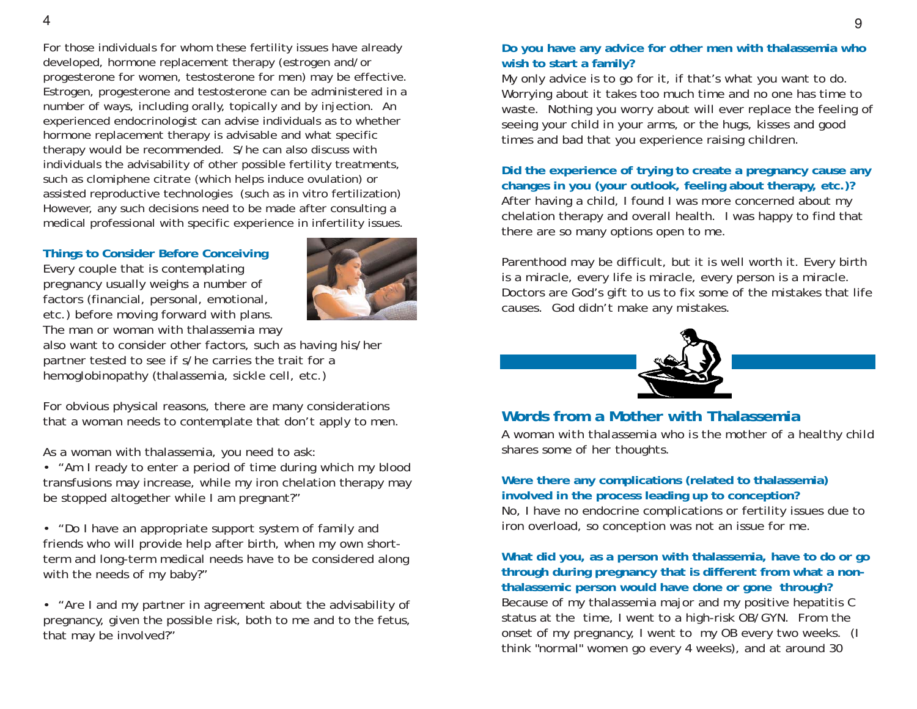For those individuals for whom these fertility issues have already developed, hormone replacement therapy (estrogen and/or progesterone for women, testosterone for men) may be effective. Estrogen, progesterone and testosterone can be administered in a number of ways, including orally, topically and by injection. An experienced endocrinologist can advise individuals as to whether hormone replacement therapy is advisable and what specific therapy would be recommended. S/he can also discuss with individuals the advisability of other possible fertility treatments, such as clomiphene citrate (which helps induce ovulation) or assisted reproductive technologies (such as in vitro fertilization) However, any such decisions need to be made after consulting a medical professional with specific experience in infertility issues.

### Things to Consider Before Conceiving

Every couple that is contemplating pregnancy usually weighs a number of factors (financial, personal, emotional, etc.) before moving forward with plans. The man or woman with thalassemia may also want to consider other factors, such as having his/her partner tested to see if s/he carries the trait for a hemoglobinopathy (thalassemia, sickle cell, etc.)

For obvious physical reasons, there are many considerations that a woman needs to contemplate that don't apply to men.

As a woman with thalassemia, you need to ask:

- "Am I ready to enter a period of time during which my blood transfusions may increase, while my iron chelation therapy may be stopped altogether while I am pregnant?"

- "Do I have an appropriate support system of family and friends who will provide help after birth, when my own short-term and long-term medical needs have to be considered along with the needs of my baby?"

- "Are I and my partner in agreement about the advisability of pregnancy, given the possible risk, both to me and to the fetus, that may be involved?"

**Do you have any advice for other men with thalassemia who wish to start a family?**

My only advice is to go for it, if that's what you want to do. Worrying about it takes too much time and no one has time to waste. Nothing you worry about will ever replace the feeling of seeing your child in your arms, or the hugs, kisses and good times and bad that you experience raising children.

**Did the experience of trying to create a pregnancy cause any changes in you (your outlook, feeling about therapy, etc.)?**

After having a child, I found I was more concerned about my chelation therapy and overall health. I was happy to find that there are so many options open to me.

Parenthood may be difficult, but it is well worth it. Every birth is a miracle, every life is miracle, every person is a miracle. Doctors are God's gift to us to fix some of the mistakes that life causes. God didn't make any mistakes.

## Words from a Mother with Thalassemia

A woman with thalassemia who is the mother of a healthy child shares some of her thoughts.

**Were there any complications (related to thalassemia) involved in the process leading up to conception?**

No, I have no endocrine complications or fertility issues due to iron overload, so conception was not an issue for me.

**What did you, as a person with thalassemia, have to do or go through during pregnancy that is different from what a non-thalassemic person would have done or gone through?**

Because of my thalassemia major and my positive hepatitis C status at the time, I went to a high-risk OB/GYN. From the onset of my pregnancy, I went to my OB every two weeks. (I think "normal" women go every 4 weeks), and at around 30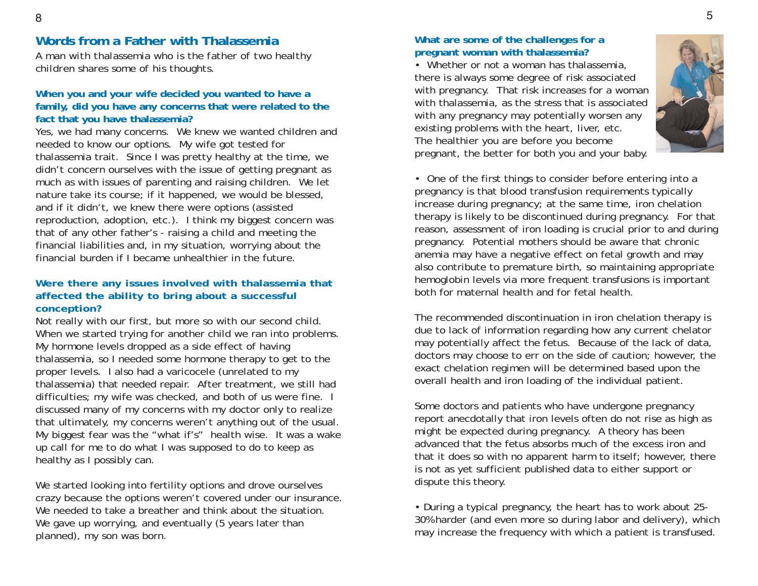## Words from a Father with Thalassemia

A man with thalassemia who is the father of two healthy children shares some of his thoughts.

### When you and your wife decided you wanted to have a family, did you have any concerns that were related to the fact that you have thalassemia?

Yes, we had many concerns. We knew we wanted children and needed to know our options. My wife got tested for thalassemia trait. Since I was pretty healthy at the time, we didn't concern ourselves with the issue of getting pregnant as much as with issues of parenting and raising children. We let nature take its course; if it happened, we would be blessed, and if it didn't, we knew there were options (assisted reproduction, adoption, etc.). I think my biggest concern was that of any other father's - raising a child and meeting the financial liabilities and, in my situation, worrying about the financial burden if I became unhealthier in the future.

### Were there any issues involved with thalassemia that affected the ability to bring about a successful conception?

Not really with our first, but more so with our second child. When we started trying for another child we ran into problems. My hormone levels dropped as a side effect of having thalassemia, so I needed some hormone therapy to get to the proper levels. I also had a varicocele (unrelated to my thalassemia) that needed repair. After treatment, we still had difficulties; my wife was checked, and both of us were fine. I discussed many of my concerns with my doctor only to realize that ultimately, my concerns weren't anything out of the usual. My biggest fear was the "what if's" health wise. It was a wake up call for me to do what I was supposed to do to keep as healthy as I possibly can.

We started looking into fertility options and drove ourselves crazy because the options weren't covered under our insurance. We needed to take a breather and think about the situation. We gave up worrying, and eventually (5 years later than planned), my son was born.

### What are some of the challenges for a pregnant woman with thalassemia?

- Whether or not a woman has thalassemia, there is always some degree of risk associated with pregnancy. That risk increases for a woman with thalassemia, as the stress that is associated with any pregnancy may potentially worsen any existing problems with the heart, liver, etc. The healthier you are before you become pregnant, the better for both you and your baby.

- One of the first things to consider before entering into a pregnancy is that blood transfusion requirements typically increase during pregnancy; at the same time, iron chelation therapy is likely to be discontinued during pregnancy. For that reason, assessment of iron loading is crucial prior to and during pregnancy. Potential mothers should be aware that chronic anemia may have a negative effect on fetal growth and may also contribute to premature birth, so maintaining appropriate hemoglobin levels via more frequent transfusions is important both for maternal health and for fetal health.

The recommended discontinuation in iron chelation therapy is due to lack of information regarding how any current chelator may potentially affect the fetus. Because of the lack of data, doctors may choose to err on the side of caution; however, the exact chelation regimen will be determined based upon the overall health and iron loading of the individual patient.

Some doctors and patients who have undergone pregnancy report anecdotally that iron levels often do not rise as high as might be expected during pregnancy. A theory has been advanced that the fetus absorbs much of the excess iron and that it does so with no apparent harm to itself; however, there is not as yet sufficient published data to either support or dispute this theory.

- During a typical pregnancy, the heart has to work about 25-30% harder (and even more so during labor and delivery), which may increase the frequency with which a patient is transfused.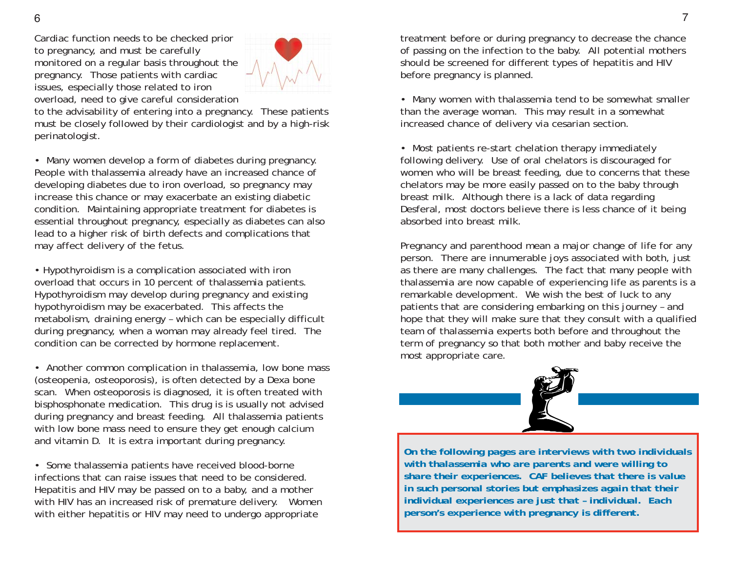Cardiac function needs to be checked prior to pregnancy, and must be carefully monitored on a regular basis throughout the pregnancy. Those patients with cardiac issues, especially those related to iron overload, need to give careful consideration to the advisability of entering into a pregnancy. These patients must be closely followed by their cardiologist and by a high-risk perinatologist.

- Many women develop a form of diabetes during pregnancy. People with thalassemia already have an increased chance of developing diabetes due to iron overload, so pregnancy may increase this chance or may exacerbate an existing diabetic condition. Maintaining appropriate treatment for diabetes is essential throughout pregnancy, especially as diabetes can also lead to a higher risk of birth defects and complications that may affect delivery of the fetus.

- Hypothyroidism is a complication associated with iron overload that occurs in 10 percent of thalassemia patients. Hypothyroidism may develop during pregnancy and existing hypothyroidism may be exacerbated. This affects the metabolism, draining energy – which can be especially difficult during pregnancy, when a woman may already feel tired. The condition can be corrected by hormone replacement.

- Another common complication in thalassemia, low bone mass (osteopenia, osteoporosis), is often detected by a Dexa bone scan. When osteoporosis is diagnosed, it is often treated with bisphosphonate medication. This drug is is usually not advised during pregnancy and breast feeding. All thalassemia patients with low bone mass need to ensure they get enough calcium and vitamin D. It is extra important during pregnancy.

- Some thalassemia patients have received blood-borne infections that can raise issues that need to be considered. Hepatitis and HIV may be passed on to a baby, and a mother with HIV has an increased risk of premature delivery. Women with either hepatitis or HIV may need to undergo appropriate treatment before or during pregnancy to decrease the chance of passing on the infection to the baby. All potential mothers should be screened for different types of hepatitis and HIV before pregnancy is planned.

- Many women with thalassemia tend to be somewhat smaller than the average woman. This may result in a somewhat increased chance of delivery via cesarian section.

- Most patients re-start chelation therapy immediately following delivery. Use of oral chelators is discouraged for women who will be breast feeding, due to concerns that these chelators may be more easily passed on to the baby through breast milk. Although there is a lack of data regarding Desferal, most doctors believe there is less chance of it being absorbed into breast milk.

Pregnancy and parenthood mean a major change of life for any person. There are innumerable joys associated with both, just as there are many challenges. The fact that many people with thalassemia are now capable of experiencing life as parents is a remarkable development. We wish the best of luck to any patients that are considering embarking on this journey – and hope that they will make sure that they consult with a qualified team of thalassemia experts both before and throughout the term of pregnancy so that both mother and baby receive the most appropriate care.

**On the following pages are interviews with two individuals with thalassemia who are parents and were willing to share their experiences. CAF believes that there is value in such personal stories but emphasizes again that their individual experiences are just that – individual. Each person's experience with pregnancy is different.**